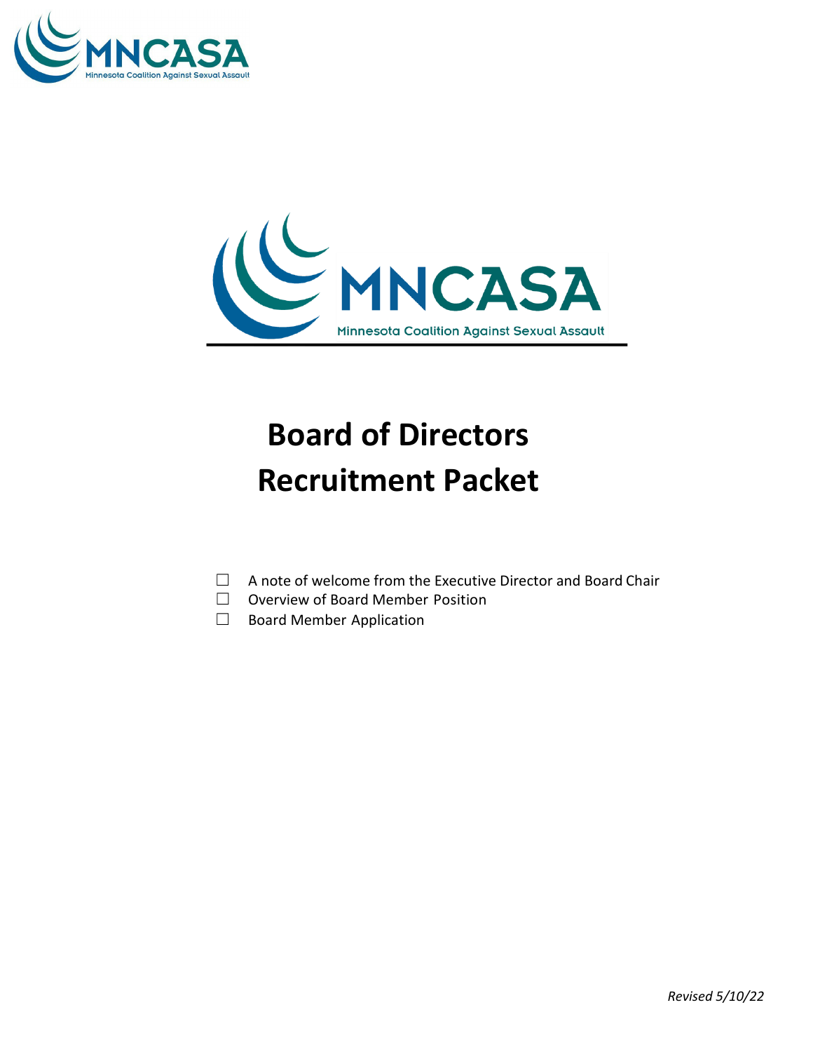# Board of Directors Recruitment Packet

- ☐ A note of welcome from the Executive Director and Board Chair
- ☐ Overview of Board Member Position
- ☐ Board Member Application

*Revised 5/10/22*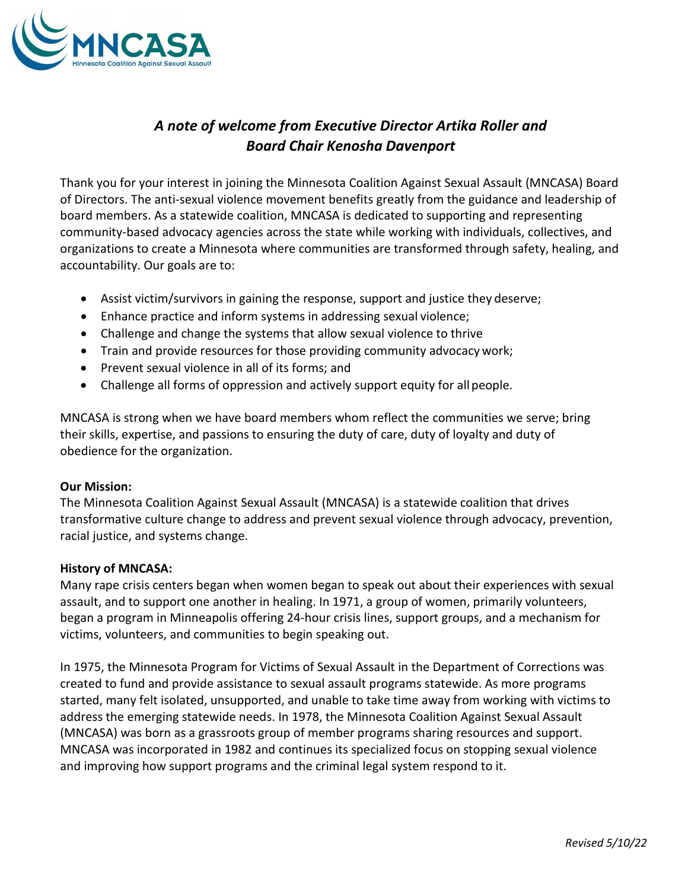*A note of welcome from Executive Director Artika Roller and Board Chair Kenosha Davenport*

Thank you for your interest in joining the Minnesota Coalition Against Sexual Assault (MNCASA) Board of Directors. The anti-sexual violence movement benefits greatly from the guidance and leadership of board members. As a statewide coalition, MNCASA is dedicated to supporting and representing community-based advocacy agencies across the state while working with individuals, collectives, and organizations to create a Minnesota where communities are transformed through safety, healing, and accountability. Our goals are to:

- Assist victim/survivors in gaining the response, support and justice they deserve;
- Enhance practice and inform systems in addressing sexual violence;
- Challenge and change the systems that allow sexual violence to thrive
- Train and provide resources for those providing community advocacy work;
- Prevent sexual violence in all of its forms; and
- Challenge all forms of oppression and actively support equity for all people.

MNCASA is strong when we have board members whom reflect the communities we serve; bring their skills, expertise, and passions to ensuring the duty of care, duty of loyalty and duty of obedience for the organization.

**Our Mission:**
The Minnesota Coalition Against Sexual Assault (MNCASA) is a statewide coalition that drives transformative culture change to address and prevent sexual violence through advocacy, prevention, racial justice, and systems change.

**History of MNCASA:**
Many rape crisis centers began when women began to speak out about their experiences with sexual assault, and to support one another in healing. In 1971, a group of women, primarily volunteers, began a program in Minneapolis offering 24-hour crisis lines, support groups, and a mechanism for victims, volunteers, and communities to begin speaking out.

In 1975, the Minnesota Program for Victims of Sexual Assault in the Department of Corrections was created to fund and provide assistance to sexual assault programs statewide. As more programs started, many felt isolated, unsupported, and unable to take time away from working with victims to address the emerging statewide needs. In 1978, the Minnesota Coalition Against Sexual Assault (MNCASA) was born as a grassroots group of member programs sharing resources and support. MNCASA was incorporated in 1982 and continues its specialized focus on stopping sexual violence and improving how support programs and the criminal legal system respond to it.

*Revised 5/10/22*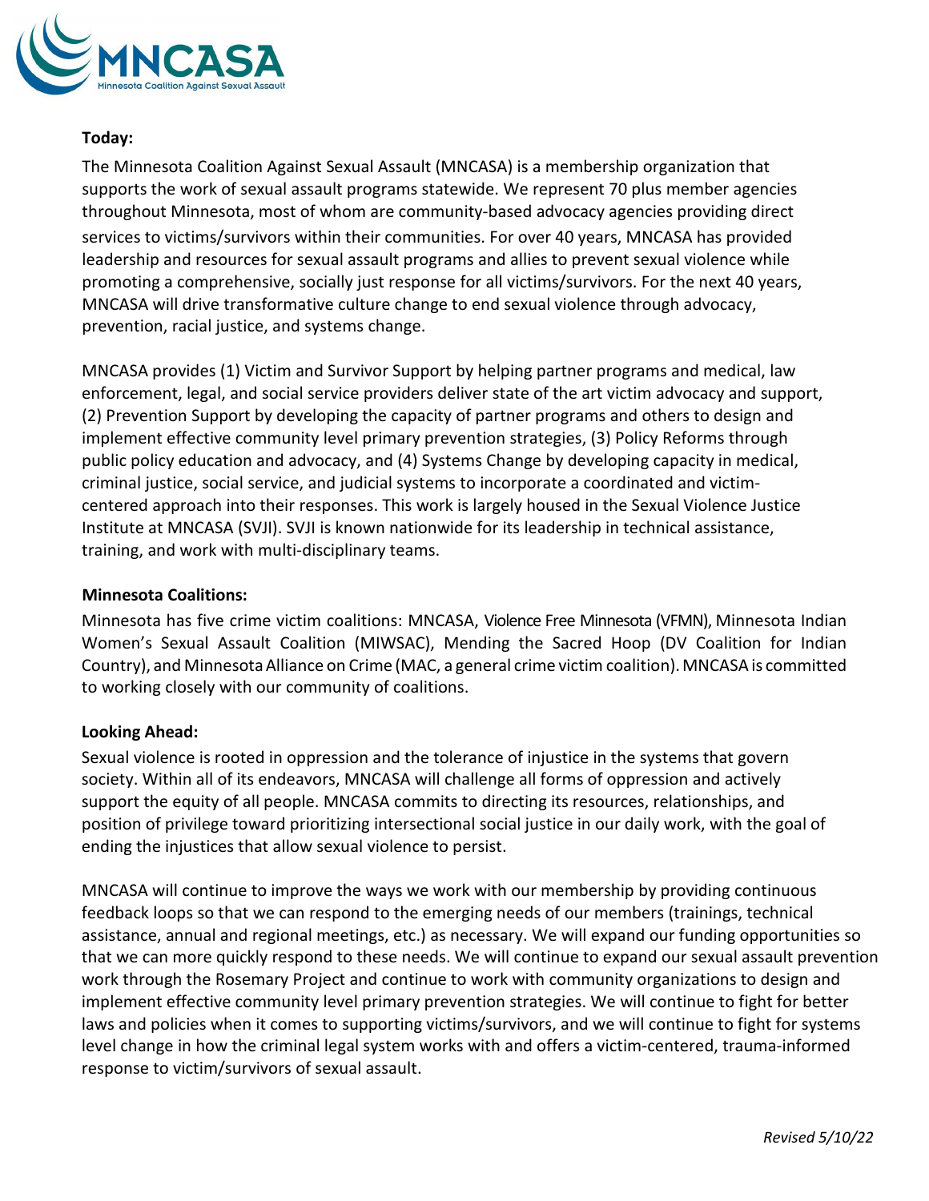**Today:**

The Minnesota Coalition Against Sexual Assault (MNCASA) is a membership organization that supports the work of sexual assault programs statewide. We represent 70 plus member agencies throughout Minnesota, most of whom are community-based advocacy agencies providing direct services to victims/survivors within their communities. For over 40 years, MNCASA has provided leadership and resources for sexual assault programs and allies to prevent sexual violence while promoting a comprehensive, socially just response for all victims/survivors. For the next 40 years, MNCASA will drive transformative culture change to end sexual violence through advocacy, prevention, racial justice, and systems change.

MNCASA provides (1) Victim and Survivor Support by helping partner programs and medical, law enforcement, legal, and social service providers deliver state of the art victim advocacy and support, (2) Prevention Support by developing the capacity of partner programs and others to design and implement effective community level primary prevention strategies, (3) Policy Reforms through public policy education and advocacy, and (4) Systems Change by developing capacity in medical, criminal justice, social service, and judicial systems to incorporate a coordinated and victim-centered approach into their responses. This work is largely housed in the Sexual Violence Justice Institute at MNCASA (SVJI). SVJI is known nationwide for its leadership in technical assistance, training, and work with multi-disciplinary teams.

**Minnesota Coalitions:**

Minnesota has five crime victim coalitions: MNCASA, Violence Free Minnesota (VFMN), Minnesota Indian Women's Sexual Assault Coalition (MIWSAC), Mending the Sacred Hoop (DV Coalition for Indian Country), and Minnesota Alliance on Crime (MAC, a general crime victim coalition). MNCASA is committed to working closely with our community of coalitions.

**Looking Ahead:**

Sexual violence is rooted in oppression and the tolerance of injustice in the systems that govern society. Within all of its endeavors, MNCASA will challenge all forms of oppression and actively support the equity of all people. MNCASA commits to directing its resources, relationships, and position of privilege toward prioritizing intersectional social justice in our daily work, with the goal of ending the injustices that allow sexual violence to persist.

MNCASA will continue to improve the ways we work with our membership by providing continuous feedback loops so that we can respond to the emerging needs of our members (trainings, technical assistance, annual and regional meetings, etc.) as necessary. We will expand our funding opportunities so that we can more quickly respond to these needs. We will continue to expand our sexual assault prevention work through the Rosemary Project and continue to work with community organizations to design and implement effective community level primary prevention strategies. We will continue to fight for better laws and policies when it comes to supporting victims/survivors, and we will continue to fight for systems level change in how the criminal legal system works with and offers a victim-centered, trauma-informed response to victim/survivors of sexual assault.

*Revised 5/10/22*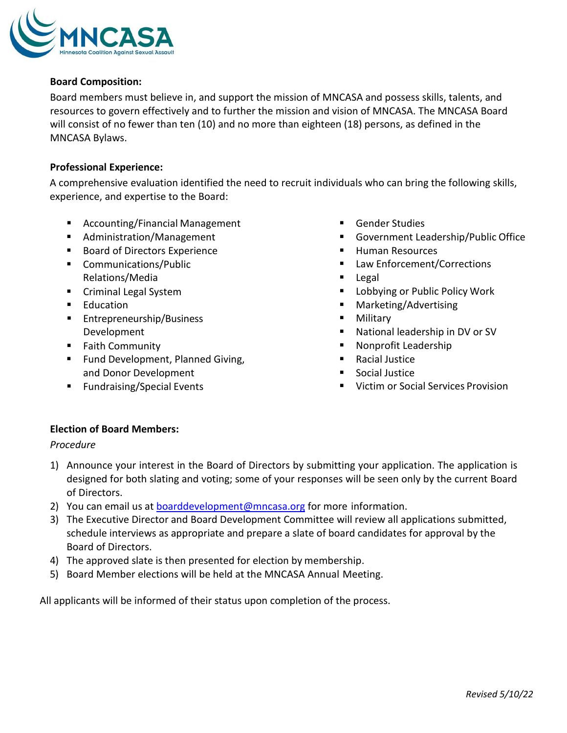**Board Composition:**

Board members must believe in, and support the mission of MNCASA and possess skills, talents, and resources to govern effectively and to further the mission and vision of MNCASA. The MNCASA Board will consist of no fewer than ten (10) and no more than eighteen (18) persons, as defined in the MNCASA Bylaws.

**Professional Experience:**

A comprehensive evaluation identified the need to recruit individuals who can bring the following skills, experience, and expertise to the Board:

- Accounting/Financial Management
- Administration/Management
- Board of Directors Experience
- Communications/Public Relations/Media
- Criminal Legal System
- Education
- Entrepreneurship/Business Development
- Faith Community
- Fund Development, Planned Giving, and Donor Development
- Fundraising/Special Events
- Gender Studies
- Government Leadership/Public Office
- Human Resources
- Law Enforcement/Corrections
- Legal
- Lobbying or Public Policy Work
- Marketing/Advertising
- Military
- National leadership in DV or SV
- Nonprofit Leadership
- Racial Justice
- Social Justice
- Victim or Social Services Provision

**Election of Board Members:**

*Procedure*

1) Announce your interest in the Board of Directors by submitting your application. The application is designed for both slating and voting; some of your responses will be seen only by the current Board of Directors.
2) You can email us at boarddevelopment@mncasa.org for more information.
3) The Executive Director and Board Development Committee will review all applications submitted, schedule interviews as appropriate and prepare a slate of board candidates for approval by the Board of Directors.
4) The approved slate is then presented for election by membership.
5) Board Member elections will be held at the MNCASA Annual Meeting.

All applicants will be informed of their status upon completion of the process.

*Revised 5/10/22*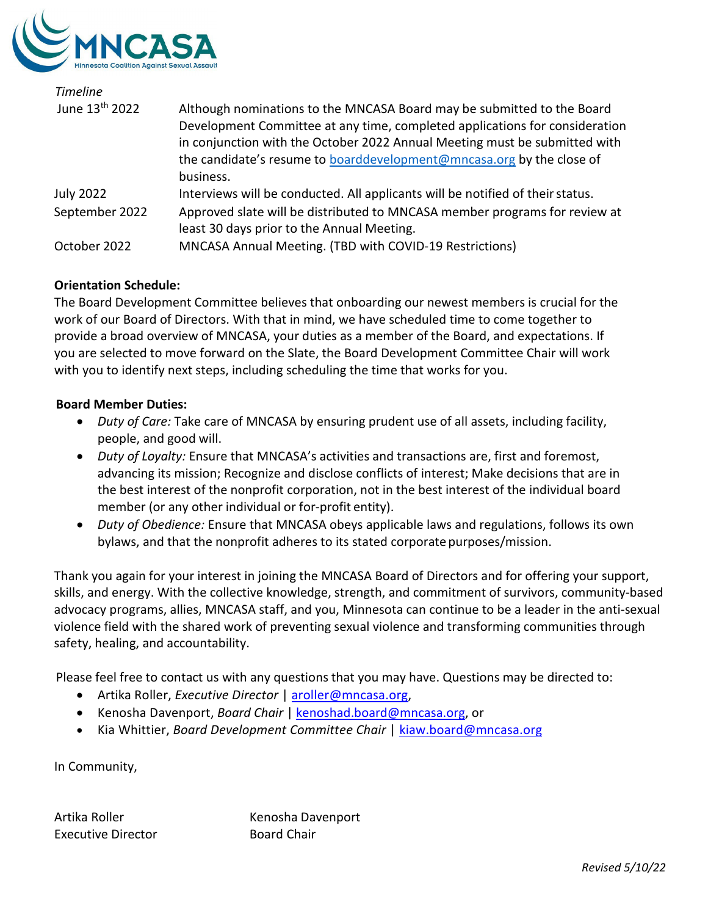*Timeline*

| | |
|---|---|
| June 13th 2022 | Although nominations to the MNCASA Board may be submitted to the Board Development Committee at any time, completed applications for consideration in conjunction with the October 2022 Annual Meeting must be submitted with the candidate's resume to boarddevelopment@mncasa.org by the close of business. |
| July 2022 | Interviews will be conducted. All applicants will be notified of their status. |
| September 2022 | Approved slate will be distributed to MNCASA member programs for review at least 30 days prior to the Annual Meeting. |
| October 2022 | MNCASA Annual Meeting. (TBD with COVID-19 Restrictions) |

**Orientation Schedule:**

The Board Development Committee believes that onboarding our newest members is crucial for the work of our Board of Directors. With that in mind, we have scheduled time to come together to provide a broad overview of MNCASA, your duties as a member of the Board, and expectations. If you are selected to move forward on the Slate, the Board Development Committee Chair will work with you to identify next steps, including scheduling the time that works for you.

**Board Member Duties:**

- *Duty of Care:* Take care of MNCASA by ensuring prudent use of all assets, including facility, people, and good will.
- *Duty of Loyalty:* Ensure that MNCASA's activities and transactions are, first and foremost, advancing its mission; Recognize and disclose conflicts of interest; Make decisions that are in the best interest of the nonprofit corporation, not in the best interest of the individual board member (or any other individual or for-profit entity).
- *Duty of Obedience:* Ensure that MNCASA obeys applicable laws and regulations, follows its own bylaws, and that the nonprofit adheres to its stated corporate purposes/mission.

Thank you again for your interest in joining the MNCASA Board of Directors and for offering your support, skills, and energy. With the collective knowledge, strength, and commitment of survivors, community-based advocacy programs, allies, MNCASA staff, and you, Minnesota can continue to be a leader in the anti-sexual violence field with the shared work of preventing sexual violence and transforming communities through safety, healing, and accountability.

Please feel free to contact us with any questions that you may have. Questions may be directed to:

- Artika Roller, *Executive Director* | aroller@mncasa.org,
- Kenosha Davenport, *Board Chair* | kenoshad.board@mncasa.org, or
- Kia Whittier, *Board Development Committee Chair* | kiaw.board@mncasa.org

In Community,

Artika Roller
Executive Director

Kenosha Davenport
Board Chair

*Revised 5/10/22*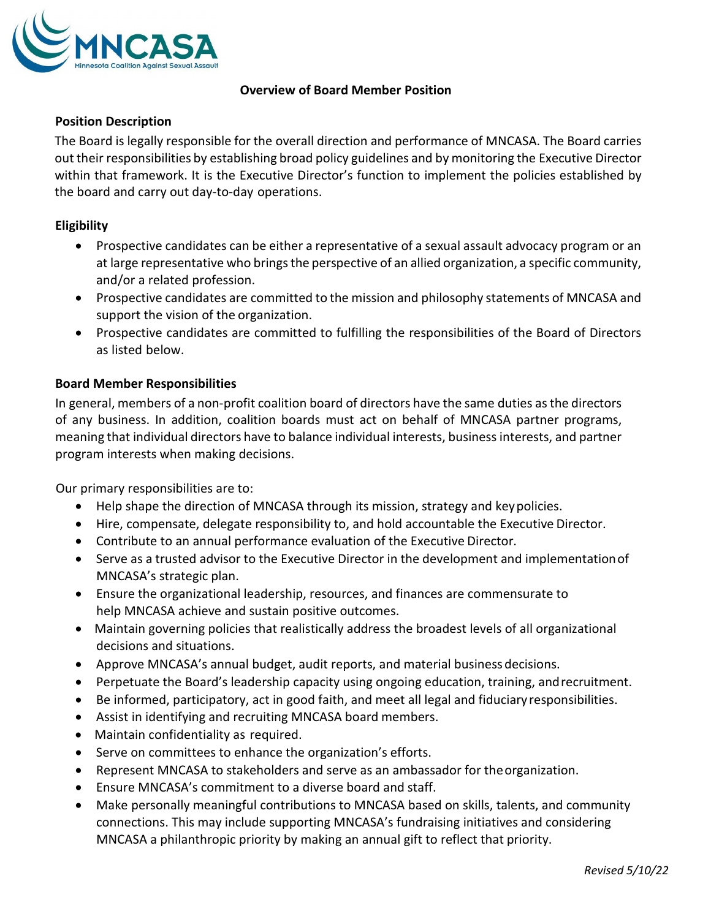## Overview of Board Member Position

### Position Description

The Board is legally responsible for the overall direction and performance of MNCASA. The Board carries out their responsibilities by establishing broad policy guidelines and by monitoring the Executive Director within that framework. It is the Executive Director's function to implement the policies established by the board and carry out day-to-day operations.

### Eligibility

- Prospective candidates can be either a representative of a sexual assault advocacy program or an at large representative who brings the perspective of an allied organization, a specific community, and/or a related profession.
- Prospective candidates are committed to the mission and philosophy statements of MNCASA and support the vision of the organization.
- Prospective candidates are committed to fulfilling the responsibilities of the Board of Directors as listed below.

### Board Member Responsibilities

In general, members of a non-profit coalition board of directors have the same duties as the directors of any business. In addition, coalition boards must act on behalf of MNCASA partner programs, meaning that individual directors have to balance individual interests, business interests, and partner program interests when making decisions.

Our primary responsibilities are to:

- Help shape the direction of MNCASA through its mission, strategy and key policies.
- Hire, compensate, delegate responsibility to, and hold accountable the Executive Director.
- Contribute to an annual performance evaluation of the Executive Director.
- Serve as a trusted advisor to the Executive Director in the development and implementation of MNCASA's strategic plan.
- Ensure the organizational leadership, resources, and finances are commensurate to help MNCASA achieve and sustain positive outcomes.
- Maintain governing policies that realistically address the broadest levels of all organizational decisions and situations.
- Approve MNCASA's annual budget, audit reports, and material business decisions.
- Perpetuate the Board's leadership capacity using ongoing education, training, and recruitment.
- Be informed, participatory, act in good faith, and meet all legal and fiduciary responsibilities.
- Assist in identifying and recruiting MNCASA board members.
- Maintain confidentiality as required.
- Serve on committees to enhance the organization's efforts.
- Represent MNCASA to stakeholders and serve as an ambassador for the organization.
- Ensure MNCASA's commitment to a diverse board and staff.
- Make personally meaningful contributions to MNCASA based on skills, talents, and community connections. This may include supporting MNCASA's fundraising initiatives and considering MNCASA a philanthropic priority by making an annual gift to reflect that priority.

*Revised 5/10/22*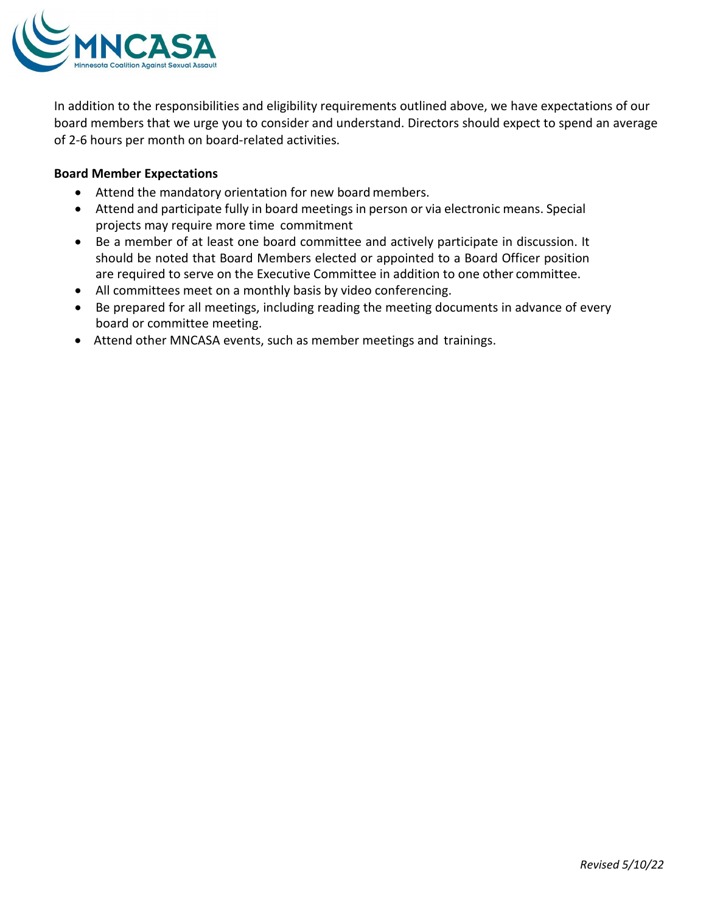In addition to the responsibilities and eligibility requirements outlined above, we have expectations of our board members that we urge you to consider and understand. Directors should expect to spend an average of 2-6 hours per month on board-related activities.

**Board Member Expectations**

- Attend the mandatory orientation for new board members.
- Attend and participate fully in board meetings in person or via electronic means. Special projects may require more time commitment
- Be a member of at least one board committee and actively participate in discussion. It should be noted that Board Members elected or appointed to a Board Officer position are required to serve on the Executive Committee in addition to one other committee.
- All committees meet on a monthly basis by video conferencing.
- Be prepared for all meetings, including reading the meeting documents in advance of every board or committee meeting.
- Attend other MNCASA events, such as member meetings and trainings.

*Revised 5/10/22*